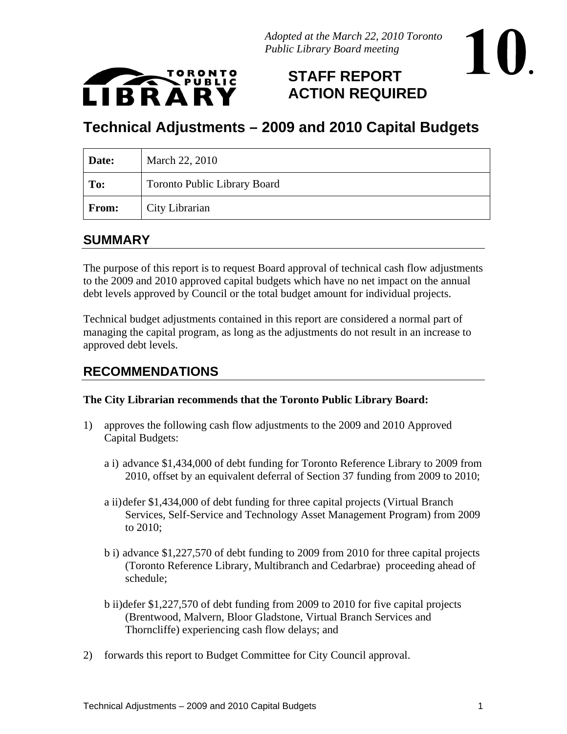*Adopted at the March 22, 2010 Toronto Public Library Board meeting*

**10.**

TORONTO PUBLIC LIBRARY

**STAFF REPORT ACTION REQUIRED**

# Technical Adjustments – 2009 and 2010 Capital Budgets

| | |
|---|---|
| **Date:** | March 22, 2010 |
| **To:** | Toronto Public Library Board |
| **From:** | City Librarian |

## SUMMARY

The purpose of this report is to request Board approval of technical cash flow adjustments to the 2009 and 2010 approved capital budgets which have no net impact on the annual debt levels approved by Council or the total budget amount for individual projects.

Technical budget adjustments contained in this report are considered a normal part of managing the capital program, as long as the adjustments do not result in an increase to approved debt levels.

## RECOMMENDATIONS

**The City Librarian recommends that the Toronto Public Library Board:**

1) approves the following cash flow adjustments to the 2009 and 2010 Approved Capital Budgets:

   a i) advance $1,434,000 of debt funding for Toronto Reference Library to 2009 from 2010, offset by an equivalent deferral of Section 37 funding from 2009 to 2010;

   a ii) defer $1,434,000 of debt funding for three capital projects (Virtual Branch Services, Self-Service and Technology Asset Management Program) from 2009 to 2010;

   b i) advance $1,227,570 of debt funding to 2009 from 2010 for three capital projects (Toronto Reference Library, Multibranch and Cedarbrae) proceeding ahead of schedule;

   b ii) defer $1,227,570 of debt funding from 2009 to 2010 for five capital projects (Brentwood, Malvern, Bloor Gladstone, Virtual Branch Services and Thorncliffe) experiencing cash flow delays; and

2) forwards this report to Budget Committee for City Council approval.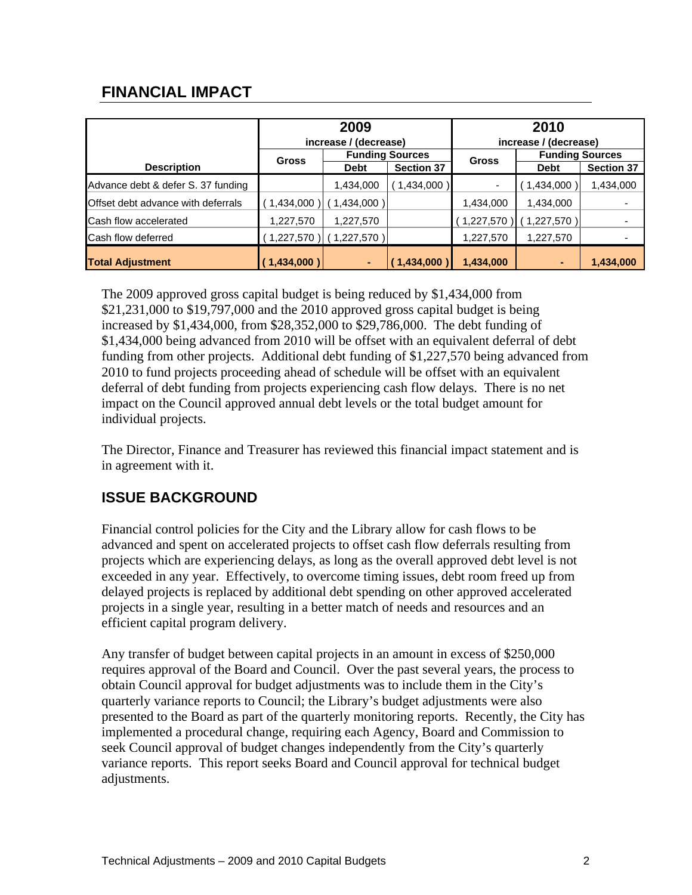## FINANCIAL IMPACT

| Description | 2009 increase / (decrease) | | | 2010 increase / (decrease) | | |
|---|---|---|---|---|---|---|
| | Gross | Funding Sources | | Gross | Funding Sources | |
| | | Debt | Section 37 | | Debt | Section 37 |
| Advance debt & defer S. 37 funding | | 1,434,000 | ( 1,434,000 ) | - | ( 1,434,000 ) | 1,434,000 |
| Offset debt advance with deferrals | ( 1,434,000 ) | ( 1,434,000 ) | | 1,434,000 | 1,434,000 | - |
| Cash flow accelerated | 1,227,570 | 1,227,570 | | ( 1,227,570 ) | ( 1,227,570 ) | - |
| Cash flow deferred | ( 1,227,570 ) | ( 1,227,570 ) | | 1,227,570 | 1,227,570 | - |
| **Total Adjustment** | **( 1,434,000 )** | **-** | **( 1,434,000 )** | **1,434,000** | **-** | **1,434,000** |

The 2009 approved gross capital budget is being reduced by $1,434,000 from $21,231,000 to $19,797,000 and the 2010 approved gross capital budget is being increased by $1,434,000, from $28,352,000 to $29,786,000. The debt funding of $1,434,000 being advanced from 2010 will be offset with an equivalent deferral of debt funding from other projects. Additional debt funding of $1,227,570 being advanced from 2010 to fund projects proceeding ahead of schedule will be offset with an equivalent deferral of debt funding from projects experiencing cash flow delays. There is no net impact on the Council approved annual debt levels or the total budget amount for individual projects.

The Director, Finance and Treasurer has reviewed this financial impact statement and is in agreement with it.

## ISSUE BACKGROUND

Financial control policies for the City and the Library allow for cash flows to be advanced and spent on accelerated projects to offset cash flow deferrals resulting from projects which are experiencing delays, as long as the overall approved debt level is not exceeded in any year. Effectively, to overcome timing issues, debt room freed up from delayed projects is replaced by additional debt spending on other approved accelerated projects in a single year, resulting in a better match of needs and resources and an efficient capital program delivery.

Any transfer of budget between capital projects in an amount in excess of $250,000 requires approval of the Board and Council. Over the past several years, the process to obtain Council approval for budget adjustments was to include them in the City's quarterly variance reports to Council; the Library's budget adjustments were also presented to the Board as part of the quarterly monitoring reports. Recently, the City has implemented a procedural change, requiring each Agency, Board and Commission to seek Council approval of budget changes independently from the City's quarterly variance reports. This report seeks Board and Council approval for technical budget adjustments.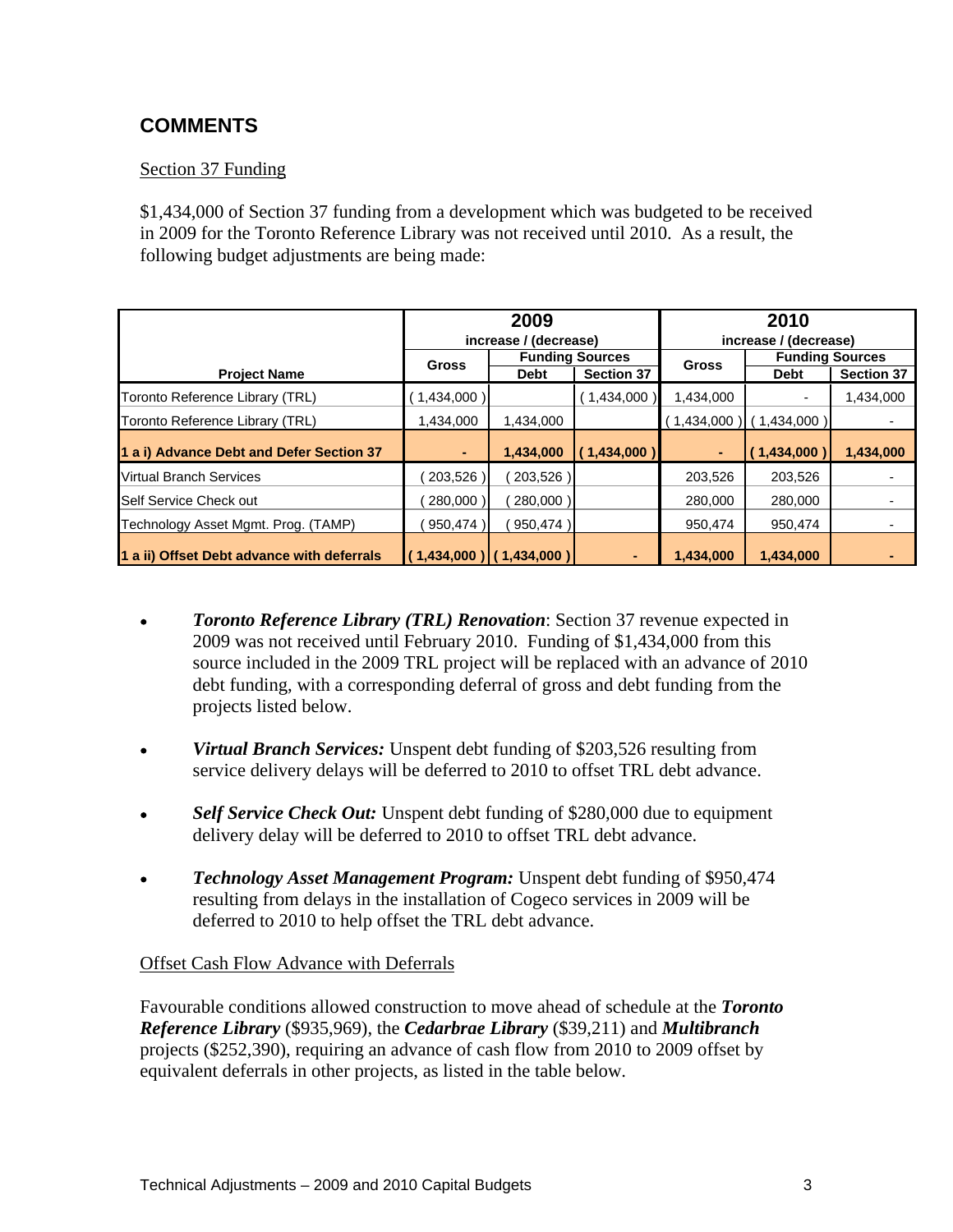## COMMENTS

Section 37 Funding

$1,434,000 of Section 37 funding from a development which was budgeted to be received in 2009 for the Toronto Reference Library was not received until 2010. As a result, the following budget adjustments are being made:

| Project Name | 2009 increase / (decrease) | | | 2010 increase / (decrease) | | |
|---|---|---|---|---|---|---|
| | Gross | Funding Sources | | Gross | Funding Sources | |
| | | Debt | Section 37 | | Debt | Section 37 |
| Toronto Reference Library (TRL) | ( 1,434,000 ) | | ( 1,434,000 ) | 1,434,000 | - | 1,434,000 |
| Toronto Reference Library (TRL) | 1,434,000 | 1,434,000 | | ( 1,434,000 ) | ( 1,434,000 ) | - |
| **1 a i) Advance Debt and Defer Section 37** | **-** | **1,434,000** | **( 1,434,000 )** | **-** | **( 1,434,000 )** | **1,434,000** |
| Virtual Branch Services | ( 203,526 ) | ( 203,526 ) | | 203,526 | 203,526 | - |
| Self Service Check out | ( 280,000 ) | ( 280,000 ) | | 280,000 | 280,000 | - |
| Technology Asset Mgmt. Prog. (TAMP) | ( 950,474 ) | ( 950,474 ) | | 950,474 | 950,474 | - |
| **1 a ii) Offset Debt advance with deferrals** | **( 1,434,000 )** | **( 1,434,000 )** | **-** | **1,434,000** | **1,434,000** | **-** |

- ***Toronto Reference Library (TRL) Renovation***: Section 37 revenue expected in 2009 was not received until February 2010. Funding of $1,434,000 from this source included in the 2009 TRL project will be replaced with an advance of 2010 debt funding, with a corresponding deferral of gross and debt funding from the projects listed below.

- ***Virtual Branch Services:*** Unspent debt funding of $203,526 resulting from service delivery delays will be deferred to 2010 to offset TRL debt advance.

- ***Self Service Check Out:*** Unspent debt funding of $280,000 due to equipment delivery delay will be deferred to 2010 to offset TRL debt advance.

- ***Technology Asset Management Program:*** Unspent debt funding of $950,474 resulting from delays in the installation of Cogeco services in 2009 will be deferred to 2010 to help offset the TRL debt advance.

Offset Cash Flow Advance with Deferrals

Favourable conditions allowed construction to move ahead of schedule at the ***Toronto Reference Library*** ($935,969), the ***Cedarbrae Library*** ($39,211) and ***Multibranch*** projects ($252,390), requiring an advance of cash flow from 2010 to 2009 offset by equivalent deferrals in other projects, as listed in the table below.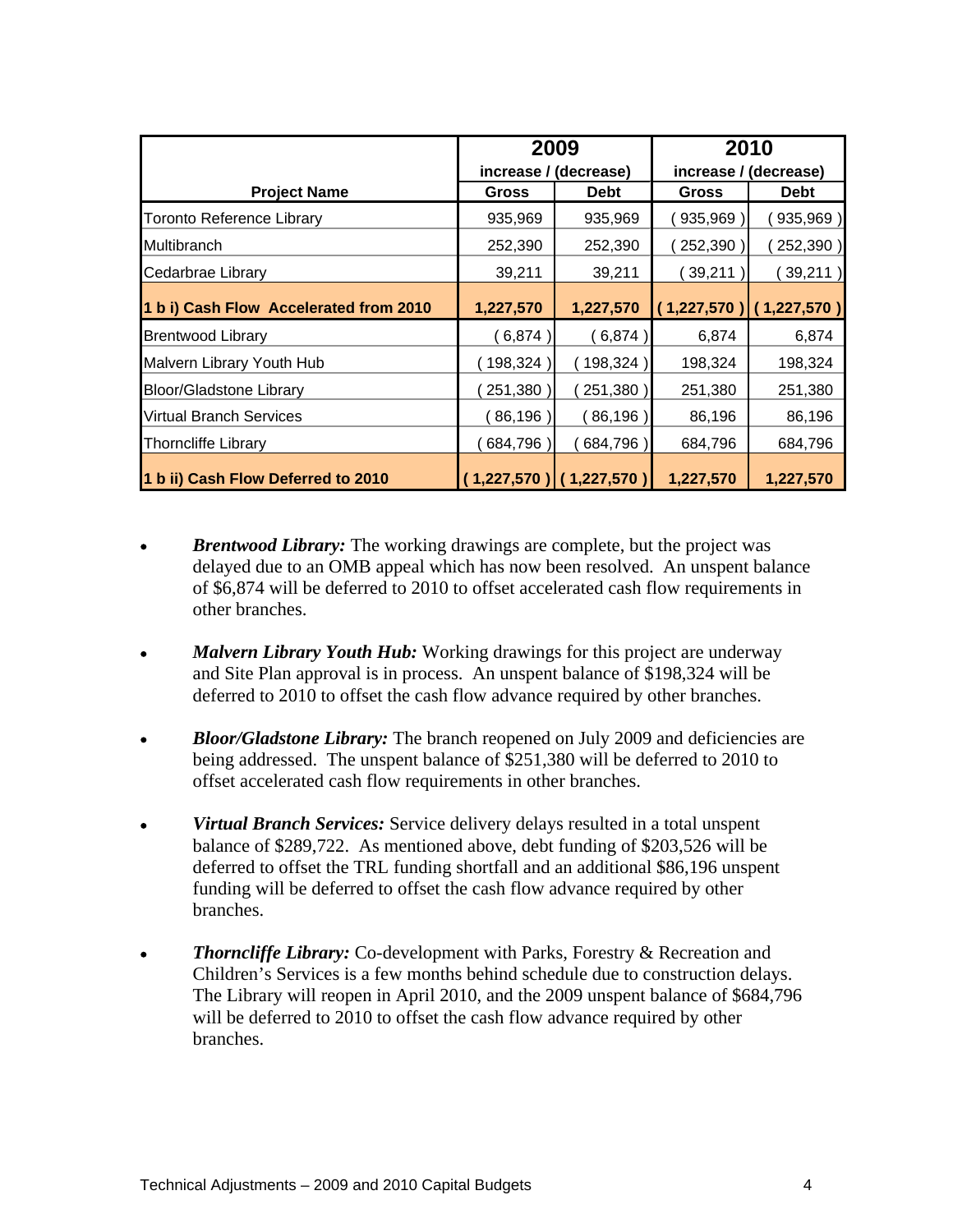| Project Name | 2009 increase / (decrease) | | 2010 increase / (decrease) | |
|---|---|---|---|---|
| | Gross | Debt | Gross | Debt |
| Toronto Reference Library | 935,969 | 935,969 | ( 935,969 ) | ( 935,969 ) |
| Multibranch | 252,390 | 252,390 | ( 252,390 ) | ( 252,390 ) |
| Cedarbrae Library | 39,211 | 39,211 | ( 39,211 ) | ( 39,211 ) |
| **1 b i) Cash Flow Accelerated from 2010** | **1,227,570** | **1,227,570** | **( 1,227,570 )** | **( 1,227,570 )** |
| Brentwood Library | ( 6,874 ) | ( 6,874 ) | 6,874 | 6,874 |
| Malvern Library Youth Hub | ( 198,324 ) | ( 198,324 ) | 198,324 | 198,324 |
| Bloor/Gladstone Library | ( 251,380 ) | ( 251,380 ) | 251,380 | 251,380 |
| Virtual Branch Services | ( 86,196 ) | ( 86,196 ) | 86,196 | 86,196 |
| Thorncliffe Library | ( 684,796 ) | ( 684,796 ) | 684,796 | 684,796 |
| **1 b ii) Cash Flow Deferred to 2010** | **( 1,227,570 )** | **( 1,227,570 )** | **1,227,570** | **1,227,570** |

- ***Brentwood Library:*** The working drawings are complete, but the project was delayed due to an OMB appeal which has now been resolved. An unspent balance of $6,874 will be deferred to 2010 to offset accelerated cash flow requirements in other branches.

- ***Malvern Library Youth Hub:*** Working drawings for this project are underway and Site Plan approval is in process. An unspent balance of $198,324 will be deferred to 2010 to offset the cash flow advance required by other branches.

- ***Bloor/Gladstone Library:*** The branch reopened on July 2009 and deficiencies are being addressed. The unspent balance of $251,380 will be deferred to 2010 to offset accelerated cash flow requirements in other branches.

- ***Virtual Branch Services:*** Service delivery delays resulted in a total unspent balance of $289,722. As mentioned above, debt funding of $203,526 will be deferred to offset the TRL funding shortfall and an additional $86,196 unspent funding will be deferred to offset the cash flow advance required by other branches.

- ***Thorncliffe Library:*** Co-development with Parks, Forestry & Recreation and Children's Services is a few months behind schedule due to construction delays. The Library will reopen in April 2010, and the 2009 unspent balance of $684,796 will be deferred to 2010 to offset the cash flow advance required by other branches.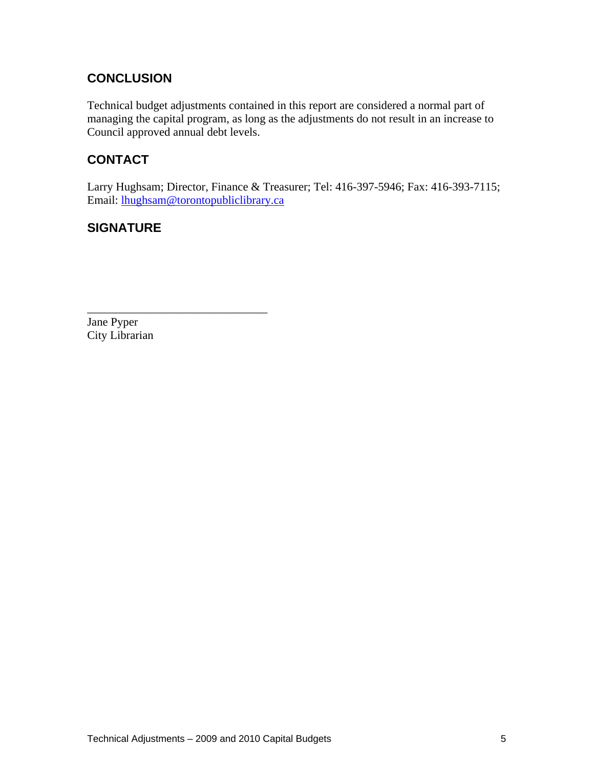## CONCLUSION

Technical budget adjustments contained in this report are considered a normal part of managing the capital program, as long as the adjustments do not result in an increase to Council approved annual debt levels.

## CONTACT

Larry Hughsam; Director, Finance & Treasurer; Tel: 416-397-5946; Fax: 416-393-7115; Email: lhughsam@torontopubliclibrary.ca

## SIGNATURE

_______________________________

Jane Pyper
City Librarian